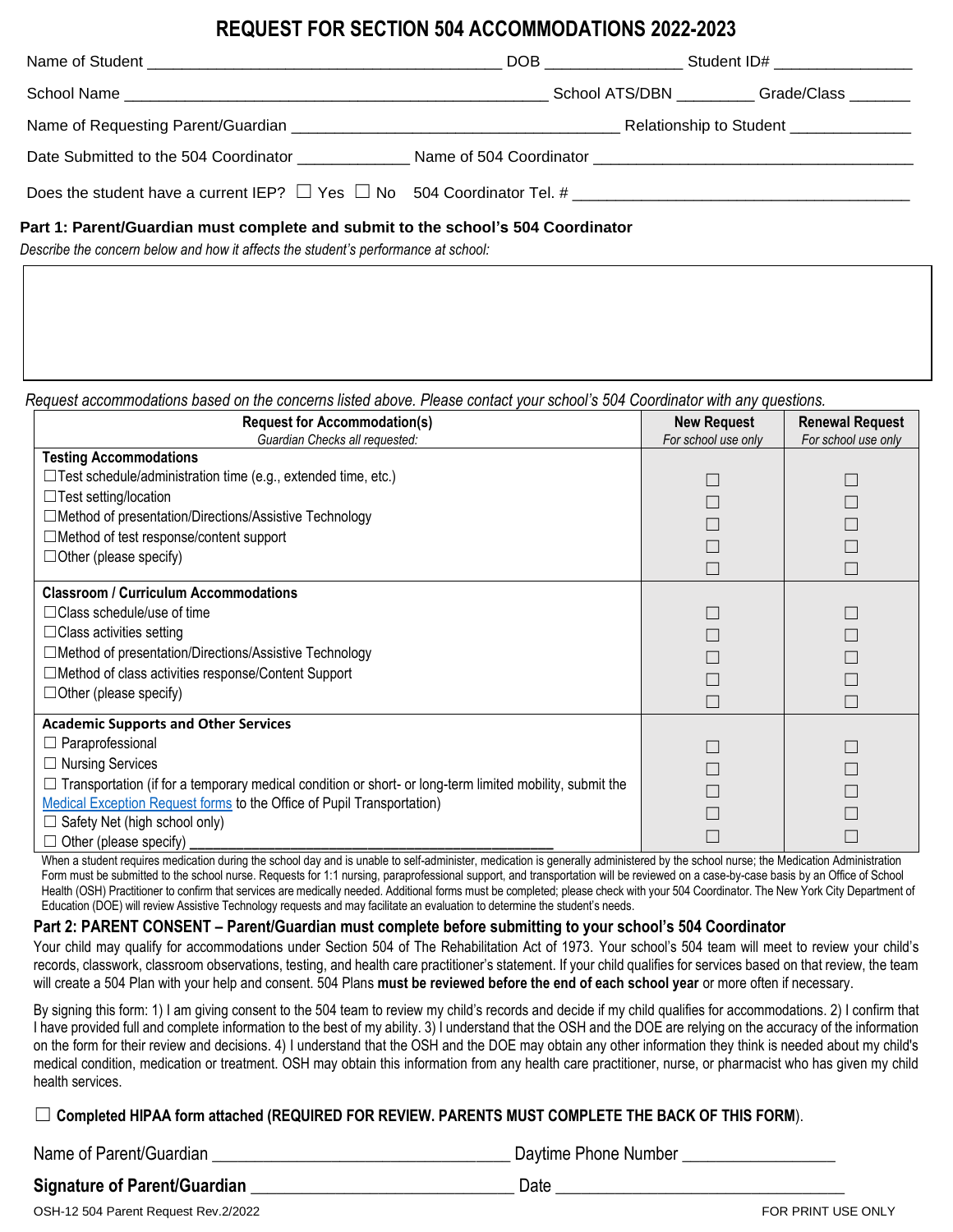# REQUEST FOR SECTION 504 ACCOMMODATIONS 2022-2023

Name of Student ________________________________________ DOB _______________ Student ID# _______________

School Name ________________________________________________ School ATS/DBN _________ Grade/Class _______

Name of Requesting Parent/Guardian _____________________________________ Relationship to Student ______________

Date Submitted to the 504 Coordinator _____________ Name of 504 Coordinator ____________________________________

Does the student have a current IEP? ☐ Yes ☐ No 504 Coordinator Tel. # ______________________________________

**Part 1: Parent/Guardian must complete and submit to the school's 504 Coordinator**

*Describe the concern below and how it affects the student's performance at school:*

*Request accommodations based on the concerns listed above. Please contact your school's 504 Coordinator with any questions.*

| **Request for Accommodation(s)** *Guardian Checks all requested:* | **New Request** *For school use only* | **Renewal Request** *For school use only* |
|---|---|---|
| **Testing Accommodations** | | |
| ☐Test schedule/administration time (e.g., extended time, etc.) | ☐ | ☐ |
| ☐Test setting/location | ☐ | ☐ |
| ☐Method of presentation/Directions/Assistive Technology | ☐ | ☐ |
| ☐Method of test response/content support | ☐ | ☐ |
| ☐Other (please specify) | ☐ | ☐ |
| **Classroom / Curriculum Accommodations** | | |
| ☐Class schedule/use of time | ☐ | ☐ |
| ☐Class activities setting | ☐ | ☐ |
| ☐Method of presentation/Directions/Assistive Technology | ☐ | ☐ |
| ☐Method of class activities response/Content Support | ☐ | ☐ |
| ☐Other (please specify) | ☐ | ☐ |
| **Academic Supports and Other Services** | | |
| ☐ Paraprofessional | ☐ | ☐ |
| ☐ Nursing Services | ☐ | ☐ |
| ☐ Transportation (if for a temporary medical condition or short- or long-term limited mobility, submit the Medical Exception Request forms to the Office of Pupil Transportation) | ☐ | ☐ |
| ☐ Safety Net (high school only) | ☐ | ☐ |
| ☐ Other (please specify) ________________________________ | ☐ | ☐ |

When a student requires medication during the school day and is unable to self-administer, medication is generally administered by the school nurse; the Medication Administration Form must be submitted to the school nurse. Requests for 1:1 nursing, paraprofessional support, and transportation will be reviewed on a case-by-case basis by an Office of School Health (OSH) Practitioner to confirm that services are medically needed. Additional forms must be completed; please check with your 504 Coordinator. The New York City Department of Education (DOE) will review Assistive Technology requests and may facilitate an evaluation to determine the student's needs.

**Part 2: PARENT CONSENT – Parent/Guardian must complete before submitting to your school's 504 Coordinator**

Your child may qualify for accommodations under Section 504 of The Rehabilitation Act of 1973. Your school's 504 team will meet to review your child's records, classwork, classroom observations, testing, and health care practitioner's statement. If your child qualifies for services based on that review, the team will create a 504 Plan with your help and consent. 504 Plans **must be reviewed before the end of each school year** or more often if necessary.

By signing this form: 1) I am giving consent to the 504 team to review my child's records and decide if my child qualifies for accommodations. 2) I confirm that I have provided full and complete information to the best of my ability. 3) I understand that the OSH and the DOE are relying on the accuracy of the information on the form for their review and decisions. 4) I understand that the OSH and the DOE may obtain any other information they think is needed about my child's medical condition, medication or treatment. OSH may obtain this information from any health care practitioner, nurse, or pharmacist who has given my child health services.

☐ **Completed HIPAA form attached (REQUIRED FOR REVIEW. PARENTS MUST COMPLETE THE BACK OF THIS FORM**).

Name of Parent/Guardian __________________________________ Daytime Phone Number _________________

**Signature of Parent/Guardian** ______________________________ Date _________________________________

OSH-12 504 Parent Request Rev.2/2022 FOR PRINT USE ONLY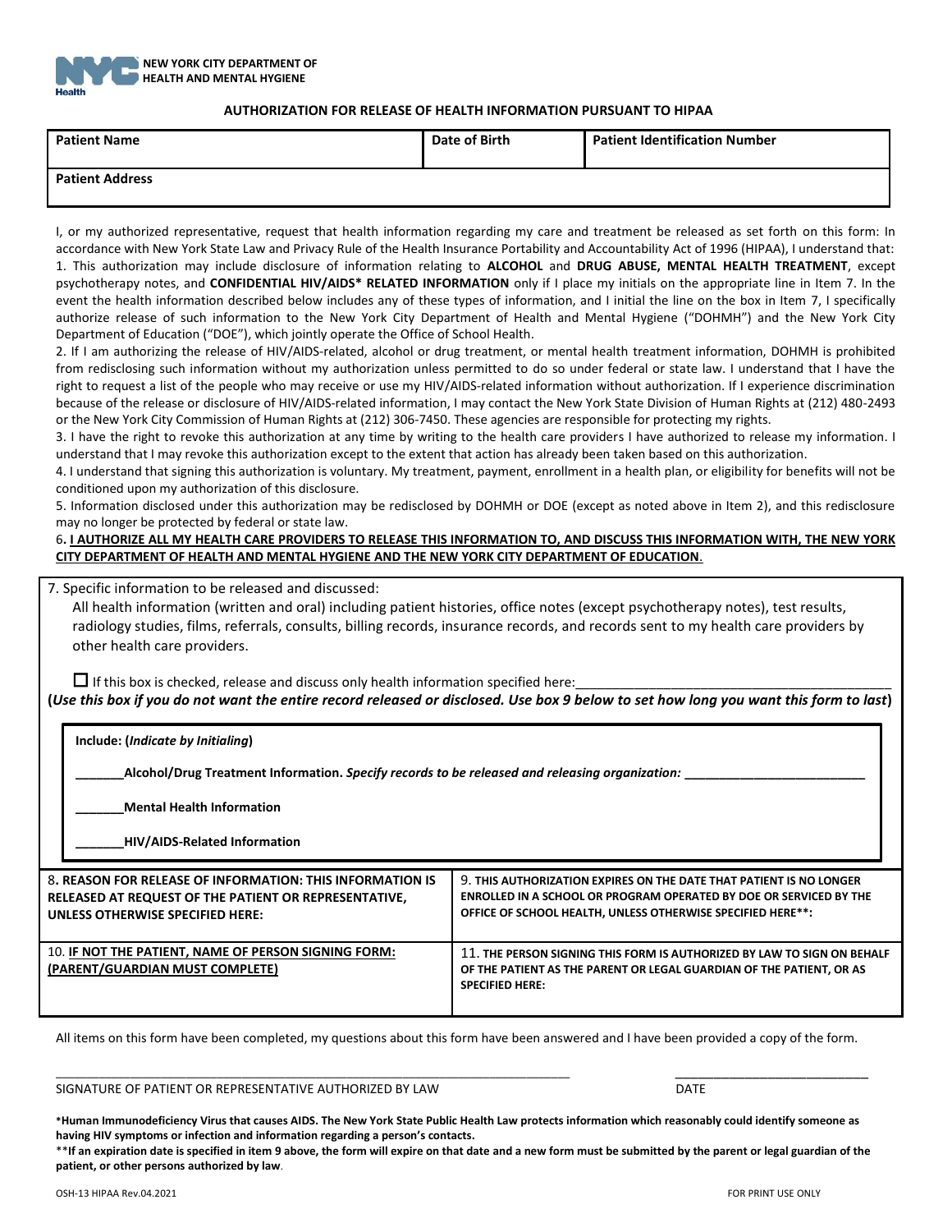NEW YORK CITY DEPARTMENT OF HEALTH AND MENTAL HYGIENE

## AUTHORIZATION FOR RELEASE OF HEALTH INFORMATION PURSUANT TO HIPAA

| Patient Name | Date of Birth | Patient Identification Number |
|---|---|---|
| **Patient Address** | | |

I, or my authorized representative, request that health information regarding my care and treatment be released as set forth on this form: In accordance with New York State Law and Privacy Rule of the Health Insurance Portability and Accountability Act of 1996 (HIPAA), I understand that:

1. This authorization may include disclosure of information relating to **ALCOHOL** and **DRUG ABUSE, MENTAL HEALTH TREATMENT**, except psychotherapy notes, and **CONFIDENTIAL HIV/AIDS* RELATED INFORMATION** only if I place my initials on the appropriate line in Item 7. In the event the health information described below includes any of these types of information, and I initial the line on the box in Item 7, I specifically authorize release of such information to the New York City Department of Health and Mental Hygiene ("DOHMH") and the New York City Department of Education ("DOE"), which jointly operate the Office of School Health.
2. If I am authorizing the release of HIV/AIDS-related, alcohol or drug treatment, or mental health treatment information, DOHMH is prohibited from redisclosing such information without my authorization unless permitted to do so under federal or state law. I understand that I have the right to request a list of the people who may receive or use my HIV/AIDS-related information without authorization. If I experience discrimination because of the release or disclosure of HIV/AIDS-related information, I may contact the New York State Division of Human Rights at (212) 480-2493 or the New York City Commission of Human Rights at (212) 306-7450. These agencies are responsible for protecting my rights.
3. I have the right to revoke this authorization at any time by writing to the health care providers I have authorized to release my information. I understand that I may revoke this authorization except to the extent that action has already been taken based on this authorization.
4. I understand that signing this authorization is voluntary. My treatment, payment, enrollment in a health plan, or eligibility for benefits will not be conditioned upon my authorization of this disclosure.
5. Information disclosed under this authorization may be redisclosed by DOHMH or DOE (except as noted above in Item 2), and this redisclosure may no longer be protected by federal or state law.
6. **I AUTHORIZE ALL MY HEALTH CARE PROVIDERS TO RELEASE THIS INFORMATION TO, AND DISCUSS THIS INFORMATION WITH, THE NEW YORK CITY DEPARTMENT OF HEALTH AND MENTAL HYGIENE AND THE NEW YORK CITY DEPARTMENT OF EDUCATION**.

7. Specific information to be released and discussed:

All health information (written and oral) including patient histories, office notes (except psychotherapy notes), test results, radiology studies, films, referrals, consults, billing records, insurance records, and records sent to my health care providers by other health care providers.

☐ If this box is checked, release and discuss only health information specified here:___________________________________________

**(*Use this box if you do not want the entire record released or disclosed. Use box 9 below to set how long you want this form to last*)**

**Include: (*Indicate by Initialing*)**

**_______Alcohol/Drug Treatment Information.** ***Specify records to be released and releasing organization:*** **__________________________**

**_______Mental Health Information**

**_______HIV/AIDS-Related Information**

| | |
|---|---|
| **8. REASON FOR RELEASE OF INFORMATION: THIS INFORMATION IS RELEASED AT REQUEST OF THE PATIENT OR REPRESENTATIVE, UNLESS OTHERWISE SPECIFIED HERE:** | **9. THIS AUTHORIZATION EXPIRES ON THE DATE THAT PATIENT IS NO LONGER ENROLLED IN A SCHOOL OR PROGRAM OPERATED BY DOE OR SERVICED BY THE OFFICE OF SCHOOL HEALTH, UNLESS OTHERWISE SPECIFIED HERE**:** |
| **10. IF NOT THE PATIENT, NAME OF PERSON SIGNING FORM: (PARENT/GUARDIAN MUST COMPLETE)** | **11. THE PERSON SIGNING THIS FORM IS AUTHORIZED BY LAW TO SIGN ON BEHALF OF THE PATIENT AS THE PARENT OR LEGAL GUARDIAN OF THE PATIENT, OR AS SPECIFIED HERE:** |

All items on this form have been completed, my questions about this form have been answered and I have been provided a copy of the form.

_______________________________________________________________________________ ____________________________

SIGNATURE OF PATIENT OR REPRESENTATIVE AUTHORIZED BY LAW DATE

**\*Human Immunodeficiency Virus that causes AIDS. The New York State Public Health Law protects information which reasonably could identify someone as having HIV symptoms or infection and information regarding a person's contacts.**

**\*\*If an expiration date is specified in item 9 above, the form will expire on that date and a new form must be submitted by the parent or legal guardian of the patient, or other persons authorized by law**.

OSH-13 HIPAA Rev.04.2021 FOR PRINT USE ONLY